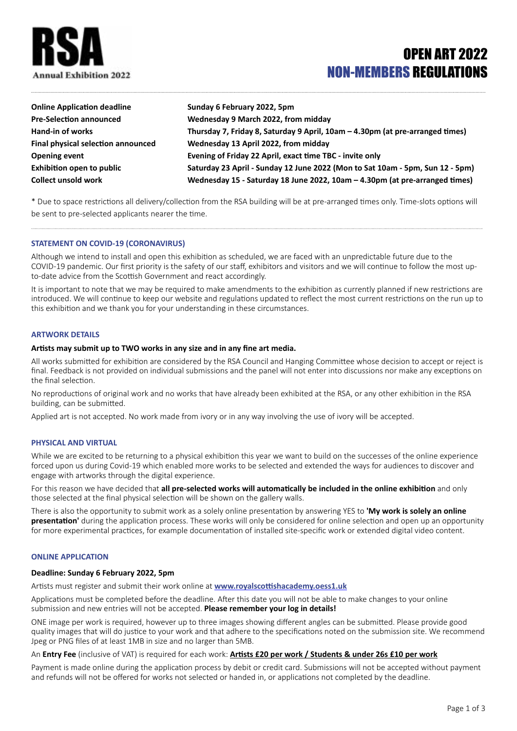# RSA

Annual Exhibition 2022

# OPEN ART 2022 NON-MEMBERS REGULATIONS

| | |
|---|---|
| **Online Application deadline** | **Sunday 6 February 2022, 5pm** |
| **Pre-Selection announced** | **Wednesday 9 March 2022, from midday** |
| **Hand-in of works** | **Thursday 7, Friday 8, Saturday 9 April, 10am – 4.30pm (at pre-arranged times)** |
| **Final physical selection announced** | **Wednesday 13 April 2022, from midday** |
| **Opening event** | **Evening of Friday 22 April, exact time TBC - invite only** |
| **Exhibition open to public** | **Saturday 23 April - Sunday 12 June 2022 (Mon to Sat 10am - 5pm, Sun 12 - 5pm)** |
| **Collect unsold work** | **Wednesday 15 - Saturday 18 June 2022, 10am – 4.30pm (at pre-arranged times)** |

* Due to space restrictions all delivery/collection from the RSA building will be at pre-arranged times only. Time-slots options will be sent to pre-selected applicants nearer the time.

## STATEMENT ON COVID-19 (CORONAVIRUS)

Although we intend to install and open this exhibition as scheduled, we are faced with an unpredictable future due to the COVID-19 pandemic. Our first priority is the safety of our staff, exhibitors and visitors and we will continue to follow the most up-to-date advice from the Scottish Government and react accordingly.

It is important to note that we may be required to make amendments to the exhibition as currently planned if new restrictions are introduced. We will continue to keep our website and regulations updated to reflect the most current restrictions on the run up to this exhibition and we thank you for your understanding in these circumstances.

## ARTWORK DETAILS

**Artists may submit up to TWO works in any size and in any fine art media.**

All works submitted for exhibition are considered by the RSA Council and Hanging Committee whose decision to accept or reject is final. Feedback is not provided on individual submissions and the panel will not enter into discussions nor make any exceptions on the final selection.

No reproductions of original work and no works that have already been exhibited at the RSA, or any other exhibition in the RSA building, can be submitted.

Applied art is not accepted. No work made from ivory or in any way involving the use of ivory will be accepted.

## PHYSICAL AND VIRTUAL

While we are excited to be returning to a physical exhibition this year we want to build on the successes of the online experience forced upon us during Covid-19 which enabled more works to be selected and extended the ways for audiences to discover and engage with artworks through the digital experience.

For this reason we have decided that **all pre-selected works will automatically be included in the online exhibition** and only those selected at the final physical selection will be shown on the gallery walls.

There is also the opportunity to submit work as a solely online presentation by answering YES to **'My work is solely an online presentation'** during the application process. These works will only be considered for online selection and open up an opportunity for more experimental practices, for example documentation of installed site-specific work or extended digital video content.

## ONLINE APPLICATION

**Deadline: Sunday 6 February 2022, 5pm**

Artists must register and submit their work online at **www.royalscottishacademy.oess1.uk**

Applications must be completed before the deadline. After this date you will not be able to make changes to your online submission and new entries will not be accepted. **Please remember your log in details!**

ONE image per work is required, however up to three images showing different angles can be submitted. Please provide good quality images that will do justice to your work and that adhere to the specifications noted on the submission site. We recommend Jpeg or PNG files of at least 1MB in size and no larger than 5MB.

An **Entry Fee** (inclusive of VAT) is required for each work: **Artists £20 per work / Students & under 26s £10 per work**

Payment is made online during the application process by debit or credit card. Submissions will not be accepted without payment and refunds will not be offered for works not selected or handed in, or applications not completed by the deadline.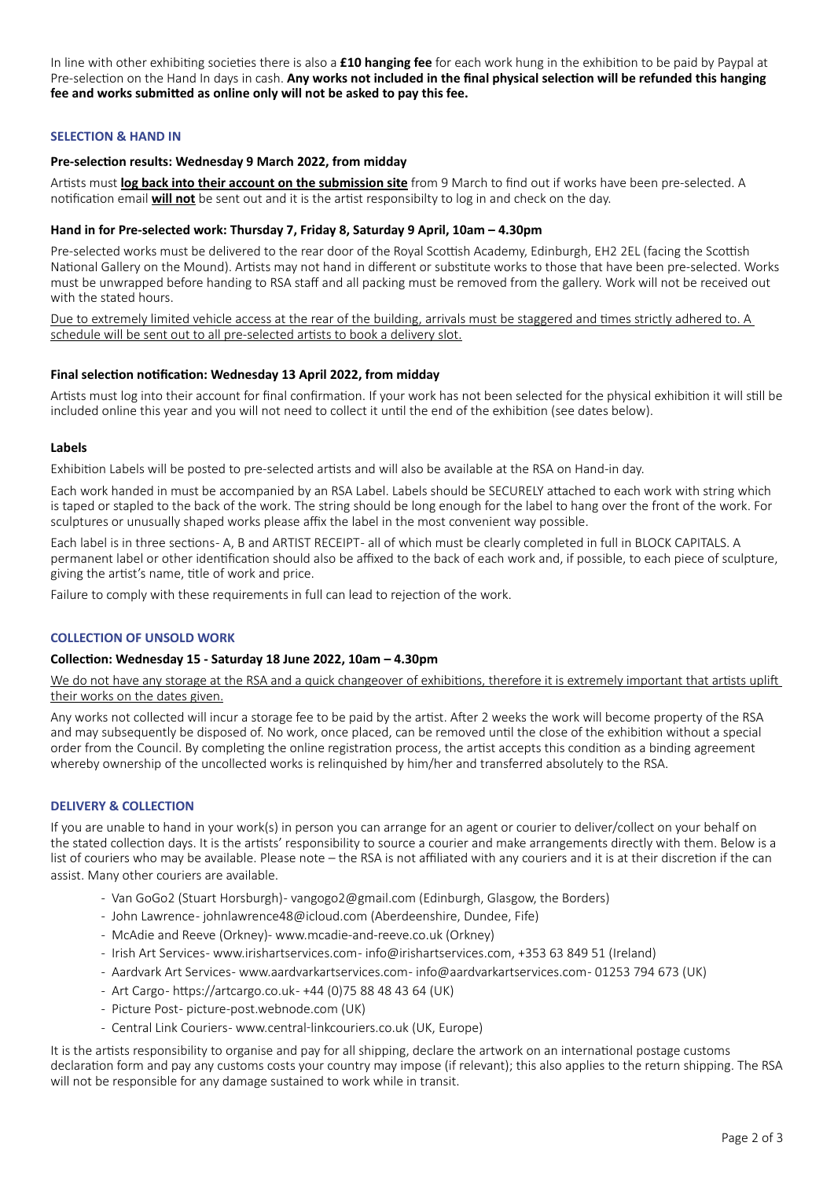In line with other exhibiting societies there is also a **£10 hanging fee** for each work hung in the exhibition to be paid by Paypal at Pre-selection on the Hand In days in cash. **Any works not included in the final physical selection will be refunded this hanging fee and works submitted as online only will not be asked to pay this fee.**

## SELECTION & HAND IN

### Pre-selection results: Wednesday 9 March 2022, from midday

Artists must **log back into their account on the submission site** from 9 March to find out if works have been pre-selected. A notification email **will not** be sent out and it is the artist responsibilty to log in and check on the day.

### Hand in for Pre-selected work: Thursday 7, Friday 8, Saturday 9 April, 10am – 4.30pm

Pre-selected works must be delivered to the rear door of the Royal Scottish Academy, Edinburgh, EH2 2EL (facing the Scottish National Gallery on the Mound). Artists may not hand in different or substitute works to those that have been pre-selected. Works must be unwrapped before handing to RSA staff and all packing must be removed from the gallery. Work will not be received out with the stated hours.

Due to extremely limited vehicle access at the rear of the building, arrivals must be staggered and times strictly adhered to. A schedule will be sent out to all pre-selected artists to book a delivery slot.

### Final selection notification: Wednesday 13 April 2022, from midday

Artists must log into their account for final confirmation. If your work has not been selected for the physical exhibition it will still be included online this year and you will not need to collect it until the end of the exhibition (see dates below).

### Labels

Exhibition Labels will be posted to pre-selected artists and will also be available at the RSA on Hand-in day.

Each work handed in must be accompanied by an RSA Label. Labels should be SECURELY attached to each work with string which is taped or stapled to the back of the work. The string should be long enough for the label to hang over the front of the work. For sculptures or unusually shaped works please affix the label in the most convenient way possible.

Each label is in three sections- A, B and ARTIST RECEIPT- all of which must be clearly completed in full in BLOCK CAPITALS. A permanent label or other identification should also be affixed to the back of each work and, if possible, to each piece of sculpture, giving the artist's name, title of work and price.

Failure to comply with these requirements in full can lead to rejection of the work.

## COLLECTION OF UNSOLD WORK

### Collection: Wednesday 15 - Saturday 18 June 2022, 10am – 4.30pm

We do not have any storage at the RSA and a quick changeover of exhibitions, therefore it is extremely important that artists uplift their works on the dates given.

Any works not collected will incur a storage fee to be paid by the artist. After 2 weeks the work will become property of the RSA and may subsequently be disposed of. No work, once placed, can be removed until the close of the exhibition without a special order from the Council. By completing the online registration process, the artist accepts this condition as a binding agreement whereby ownership of the uncollected works is relinquished by him/her and transferred absolutely to the RSA.

## DELIVERY & COLLECTION

If you are unable to hand in your work(s) in person you can arrange for an agent or courier to deliver/collect on your behalf on the stated collection days. It is the artists' responsibility to source a courier and make arrangements directly with them. Below is a list of couriers who may be available. Please note – the RSA is not affiliated with any couriers and it is at their discretion if the can assist. Many other couriers are available.

- Van GoGo2 (Stuart Horsburgh)- vangogo2@gmail.com (Edinburgh, Glasgow, the Borders)
- John Lawrence- johnlawrence48@icloud.com (Aberdeenshire, Dundee, Fife)
- McAdie and Reeve (Orkney)- www.mcadie-and-reeve.co.uk (Orkney)
- Irish Art Services- www.irishartservices.com- info@irishartservices.com, +353 63 849 51 (Ireland)
- Aardvark Art Services- www.aardvarkartservices.com- info@aardvarkartservices.com- 01253 794 673 (UK)
- Art Cargo- https://artcargo.co.uk- +44 (0)75 88 48 43 64 (UK)
- Picture Post- picture-post.webnode.com (UK)
- Central Link Couriers- www.central-linkcouriers.co.uk (UK, Europe)

It is the artists responsibility to organise and pay for all shipping, declare the artwork on an international postage customs declaration form and pay any customs costs your country may impose (if relevant); this also applies to the return shipping. The RSA will not be responsible for any damage sustained to work while in transit.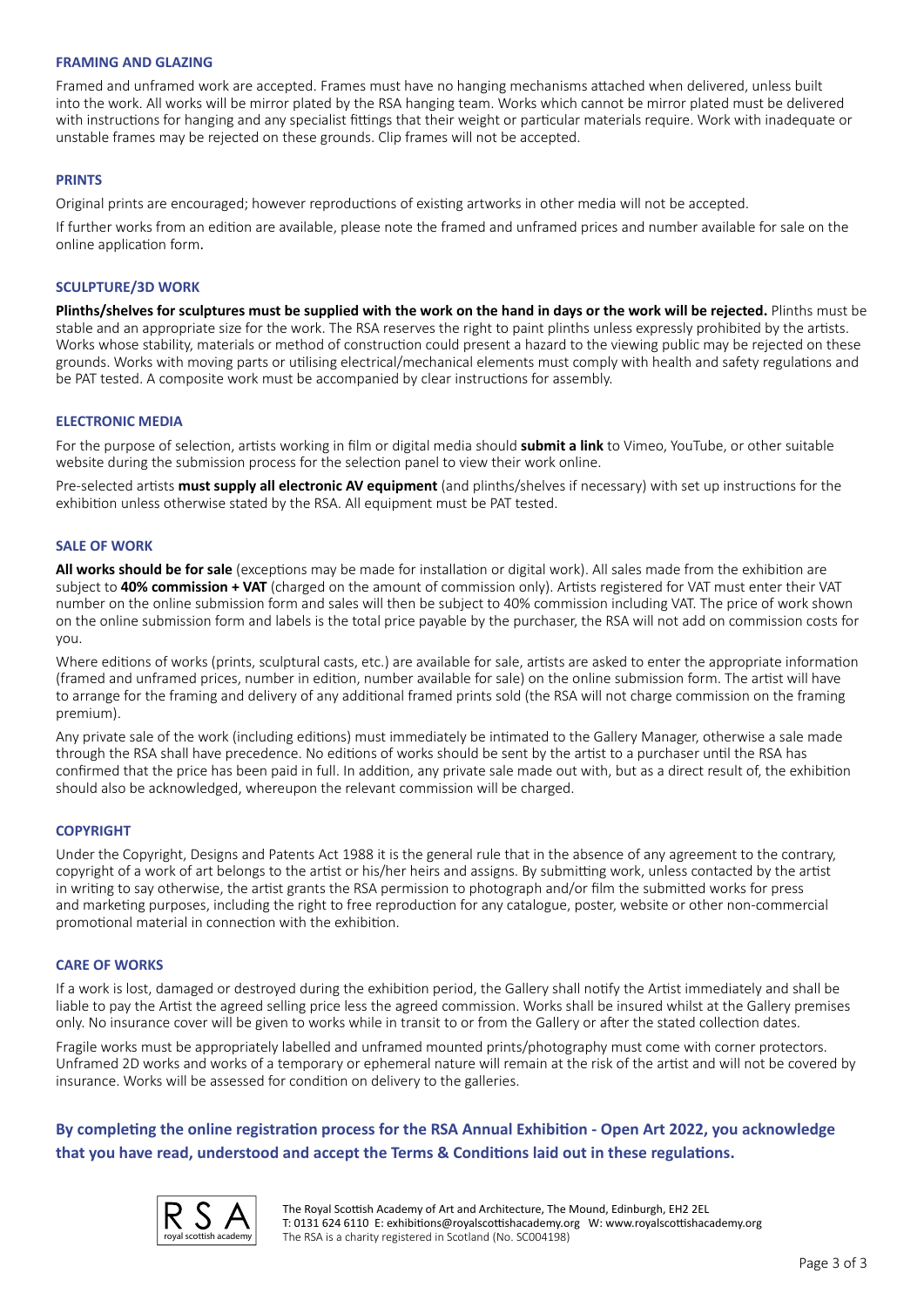## FRAMING AND GLAZING

Framed and unframed work are accepted. Frames must have no hanging mechanisms attached when delivered, unless built into the work. All works will be mirror plated by the RSA hanging team. Works which cannot be mirror plated must be delivered with instructions for hanging and any specialist fittings that their weight or particular materials require. Work with inadequate or unstable frames may be rejected on these grounds. Clip frames will not be accepted.

## PRINTS

Original prints are encouraged; however reproductions of existing artworks in other media will not be accepted.

If further works from an edition are available, please note the framed and unframed prices and number available for sale on the online application form.

## SCULPTURE/3D WORK

**Plinths/shelves for sculptures must be supplied with the work on the hand in days or the work will be rejected.** Plinths must be stable and an appropriate size for the work. The RSA reserves the right to paint plinths unless expressly prohibited by the artists. Works whose stability, materials or method of construction could present a hazard to the viewing public may be rejected on these grounds. Works with moving parts or utilising electrical/mechanical elements must comply with health and safety regulations and be PAT tested. A composite work must be accompanied by clear instructions for assembly.

## ELECTRONIC MEDIA

For the purpose of selection, artists working in film or digital media should **submit a link** to Vimeo, YouTube, or other suitable website during the submission process for the selection panel to view their work online.

Pre-selected artists **must supply all electronic AV equipment** (and plinths/shelves if necessary) with set up instructions for the exhibition unless otherwise stated by the RSA. All equipment must be PAT tested.

## SALE OF WORK

**All works should be for sale** (exceptions may be made for installation or digital work). All sales made from the exhibition are subject to **40% commission + VAT** (charged on the amount of commission only). Artists registered for VAT must enter their VAT number on the online submission form and sales will then be subject to 40% commission including VAT. The price of work shown on the online submission form and labels is the total price payable by the purchaser, the RSA will not add on commission costs for you.

Where editions of works (prints, sculptural casts, etc.) are available for sale, artists are asked to enter the appropriate information (framed and unframed prices, number in edition, number available for sale) on the online submission form. The artist will have to arrange for the framing and delivery of any additional framed prints sold (the RSA will not charge commission on the framing premium).

Any private sale of the work (including editions) must immediately be intimated to the Gallery Manager, otherwise a sale made through the RSA shall have precedence. No editions of works should be sent by the artist to a purchaser until the RSA has confirmed that the price has been paid in full. In addition, any private sale made out with, but as a direct result of, the exhibition should also be acknowledged, whereupon the relevant commission will be charged.

## COPYRIGHT

Under the Copyright, Designs and Patents Act 1988 it is the general rule that in the absence of any agreement to the contrary, copyright of a work of art belongs to the artist or his/her heirs and assigns. By submitting work, unless contacted by the artist in writing to say otherwise, the artist grants the RSA permission to photograph and/or film the submitted works for press and marketing purposes, including the right to free reproduction for any catalogue, poster, website or other non-commercial promotional material in connection with the exhibition.

## CARE OF WORKS

If a work is lost, damaged or destroyed during the exhibition period, the Gallery shall notify the Artist immediately and shall be liable to pay the Artist the agreed selling price less the agreed commission. Works shall be insured whilst at the Gallery premises only. No insurance cover will be given to works while in transit to or from the Gallery or after the stated collection dates.

Fragile works must be appropriately labelled and unframed mounted prints/photography must come with corner protectors. Unframed 2D works and works of a temporary or ephemeral nature will remain at the risk of the artist and will not be covered by insurance. Works will be assessed for condition on delivery to the galleries.

**By completing the online registration process for the RSA Annual Exhibition - Open Art 2022, you acknowledge that you have read, understood and accept the Terms & Conditions laid out in these regulations.**

RSA
royal scottish academy

The Royal Scottish Academy of Art and Architecture, The Mound, Edinburgh, EH2 2EL
T: 0131 624 6110 E: exhibitions@royalscottishacademy.org W: www.royalscottishacademy.org
The RSA is a charity registered in Scotland (No. SC004198)